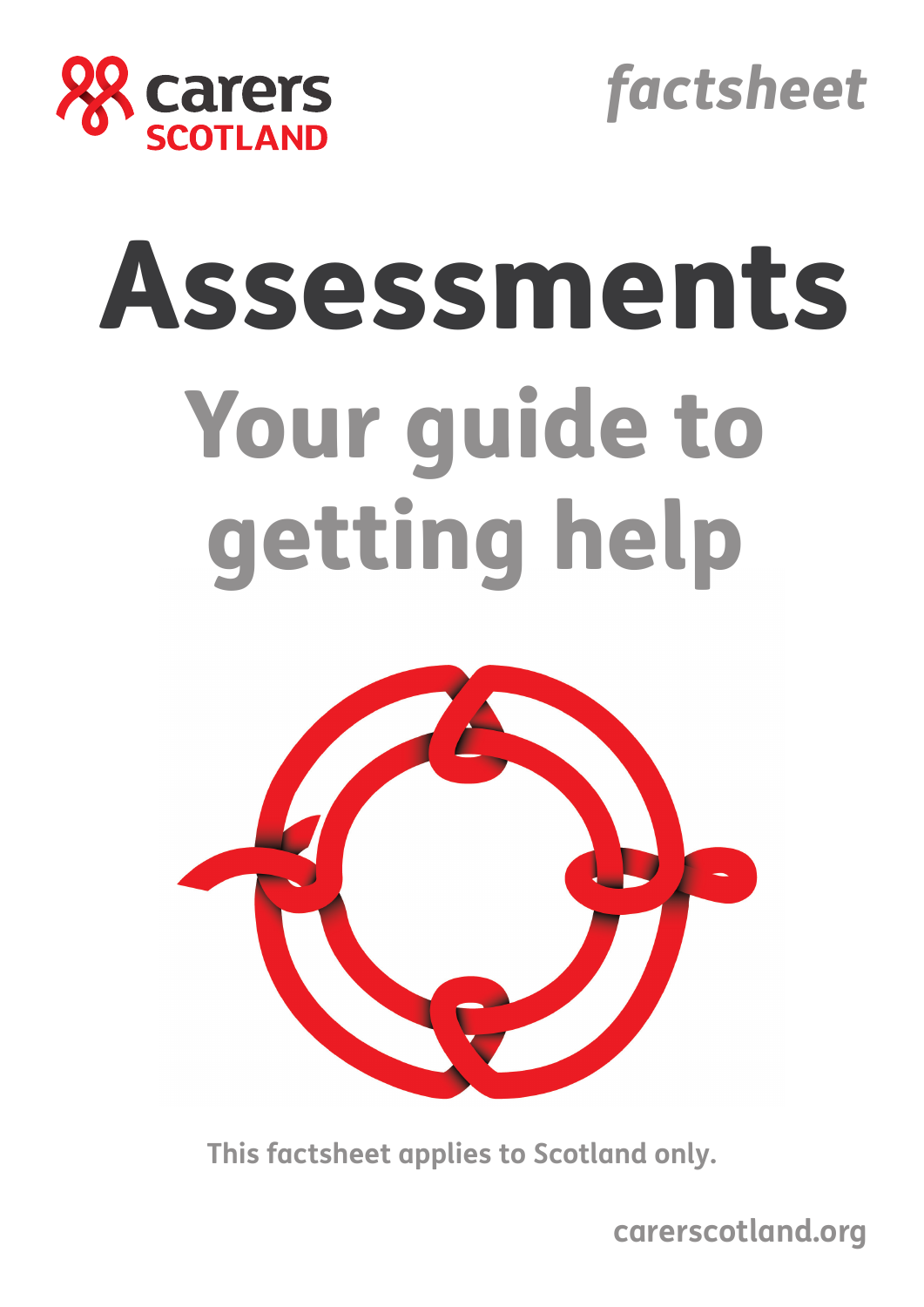carers SCOTLAND

*factsheet*

# Assessments

## Your guide to getting help

**This factsheet applies to Scotland only.**

**carerscotland.org**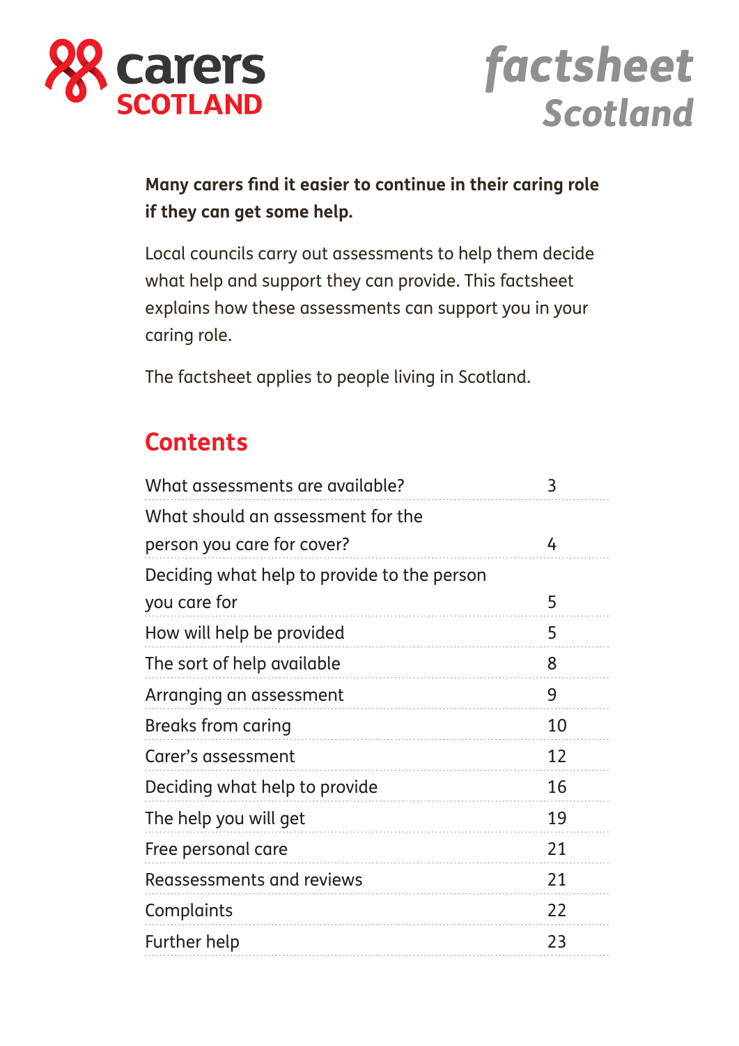carers SCOTLAND

*factsheet Scotland*

**Many carers find it easier to continue in their caring role if they can get some help.**

Local councils carry out assessments to help them decide what help and support they can provide. This factsheet explains how these assessments can support you in your caring role.

The factsheet applies to people living in Scotland.

## Contents

| | |
|---|---|
| What assessments are available? | 3 |
| What should an assessment for the person you care for cover? | 4 |
| Deciding what help to provide to the person you care for | 5 |
| How will help be provided | 5 |
| The sort of help available | 8 |
| Arranging an assessment | 9 |
| Breaks from caring | 10 |
| Carer's assessment | 12 |
| Deciding what help to provide | 16 |
| The help you will get | 19 |
| Free personal care | 21 |
| Reassessments and reviews | 21 |
| Complaints | 22 |
| Further help | 23 |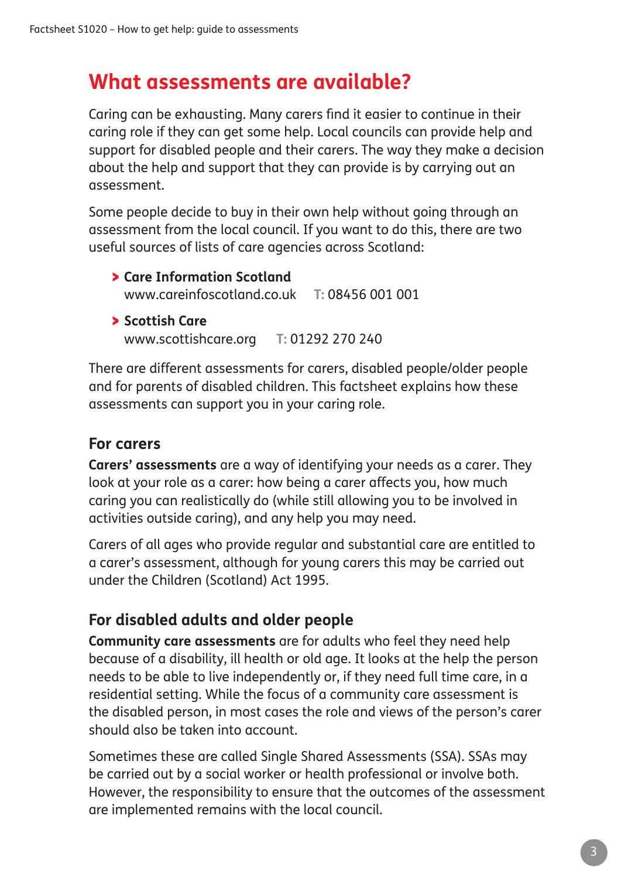# What assessments are available?

Caring can be exhausting. Many carers find it easier to continue in their caring role if they can get some help. Local councils can provide help and support for disabled people and their carers. The way they make a decision about the help and support that they can provide is by carrying out an assessment.

Some people decide to buy in their own help without going through an assessment from the local council. If you want to do this, there are two useful sources of lists of care agencies across Scotland:

- **Care Information Scotland**
  www.careinfoscotland.co.uk   T: 08456 001 001
- **Scottish Care**
  www.scottishcare.org   T: 01292 270 240

There are different assessments for carers, disabled people/older people and for parents of disabled children. This factsheet explains how these assessments can support you in your caring role.

## For carers

**Carers' assessments** are a way of identifying your needs as a carer. They look at your role as a carer: how being a carer affects you, how much caring you can realistically do (while still allowing you to be involved in activities outside caring), and any help you may need.

Carers of all ages who provide regular and substantial care are entitled to a carer's assessment, although for young carers this may be carried out under the Children (Scotland) Act 1995.

## For disabled adults and older people

**Community care assessments** are for adults who feel they need help because of a disability, ill health or old age. It looks at the help the person needs to be able to live independently or, if they need full time care, in a residential setting. While the focus of a community care assessment is the disabled person, in most cases the role and views of the person's carer should also be taken into account.

Sometimes these are called Single Shared Assessments (SSA). SSAs may be carried out by a social worker or health professional or involve both. However, the responsibility to ensure that the outcomes of the assessment are implemented remains with the local council.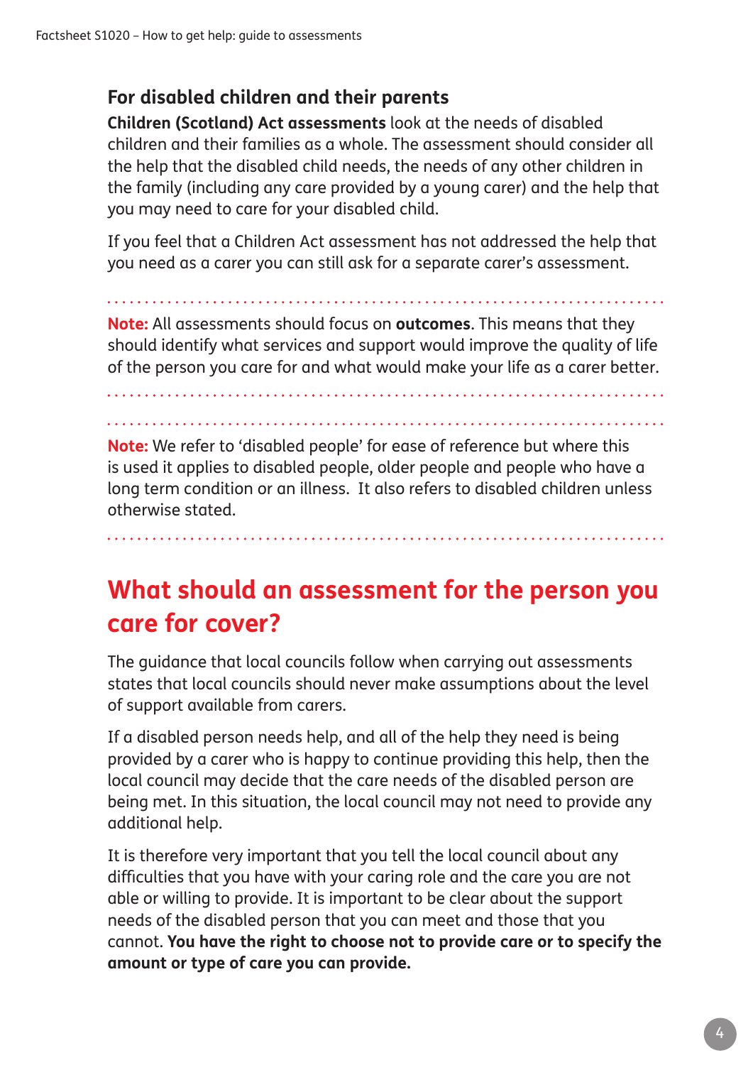### For disabled children and their parents

**Children (Scotland) Act assessments** look at the needs of disabled children and their families as a whole. The assessment should consider all the help that the disabled child needs, the needs of any other children in the family (including any care provided by a young carer) and the help that you may need to care for your disabled child.

If you feel that a Children Act assessment has not addressed the help that you need as a carer you can still ask for a separate carer's assessment.

---

**Note:** All assessments should focus on **outcomes**. This means that they should identify what services and support would improve the quality of life of the person you care for and what would make your life as a carer better.

---

**Note:** We refer to 'disabled people' for ease of reference but where this is used it applies to disabled people, older people and people who have a long term condition or an illness. It also refers to disabled children unless otherwise stated.

---

## What should an assessment for the person you care for cover?

The guidance that local councils follow when carrying out assessments states that local councils should never make assumptions about the level of support available from carers.

If a disabled person needs help, and all of the help they need is being provided by a carer who is happy to continue providing this help, then the local council may decide that the care needs of the disabled person are being met. In this situation, the local council may not need to provide any additional help.

It is therefore very important that you tell the local council about any difficulties that you have with your caring role and the care you are not able or willing to provide. It is important to be clear about the support needs of the disabled person that you can meet and those that you cannot. **You have the right to choose not to provide care or to specify the amount or type of care you can provide.**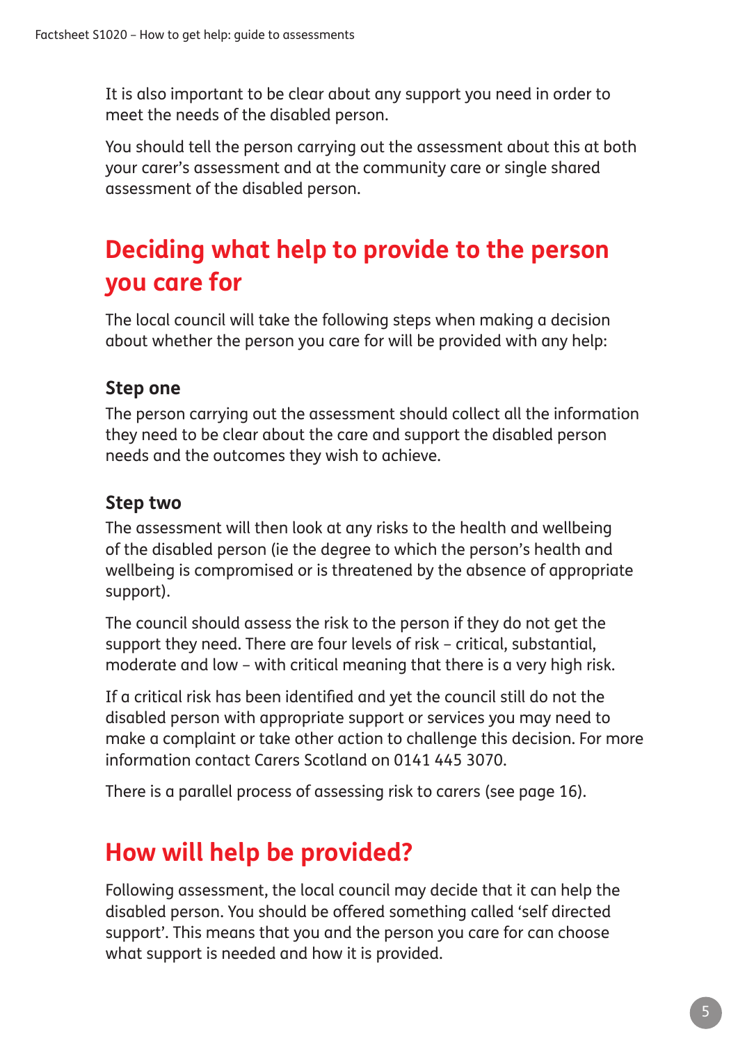It is also important to be clear about any support you need in order to meet the needs of the disabled person.

You should tell the person carrying out the assessment about this at both your carer's assessment and at the community care or single shared assessment of the disabled person.

## Deciding what help to provide to the person you care for

The local council will take the following steps when making a decision about whether the person you care for will be provided with any help:

### Step one

The person carrying out the assessment should collect all the information they need to be clear about the care and support the disabled person needs and the outcomes they wish to achieve.

### Step two

The assessment will then look at any risks to the health and wellbeing of the disabled person (ie the degree to which the person's health and wellbeing is compromised or is threatened by the absence of appropriate support).

The council should assess the risk to the person if they do not get the support they need. There are four levels of risk – critical, substantial, moderate and low – with critical meaning that there is a very high risk.

If a critical risk has been identified and yet the council still do not the disabled person with appropriate support or services you may need to make a complaint or take other action to challenge this decision. For more information contact Carers Scotland on 0141 445 3070.

There is a parallel process of assessing risk to carers (see page 16).

## How will help be provided?

Following assessment, the local council may decide that it can help the disabled person. You should be offered something called 'self directed support'. This means that you and the person you care for can choose what support is needed and how it is provided.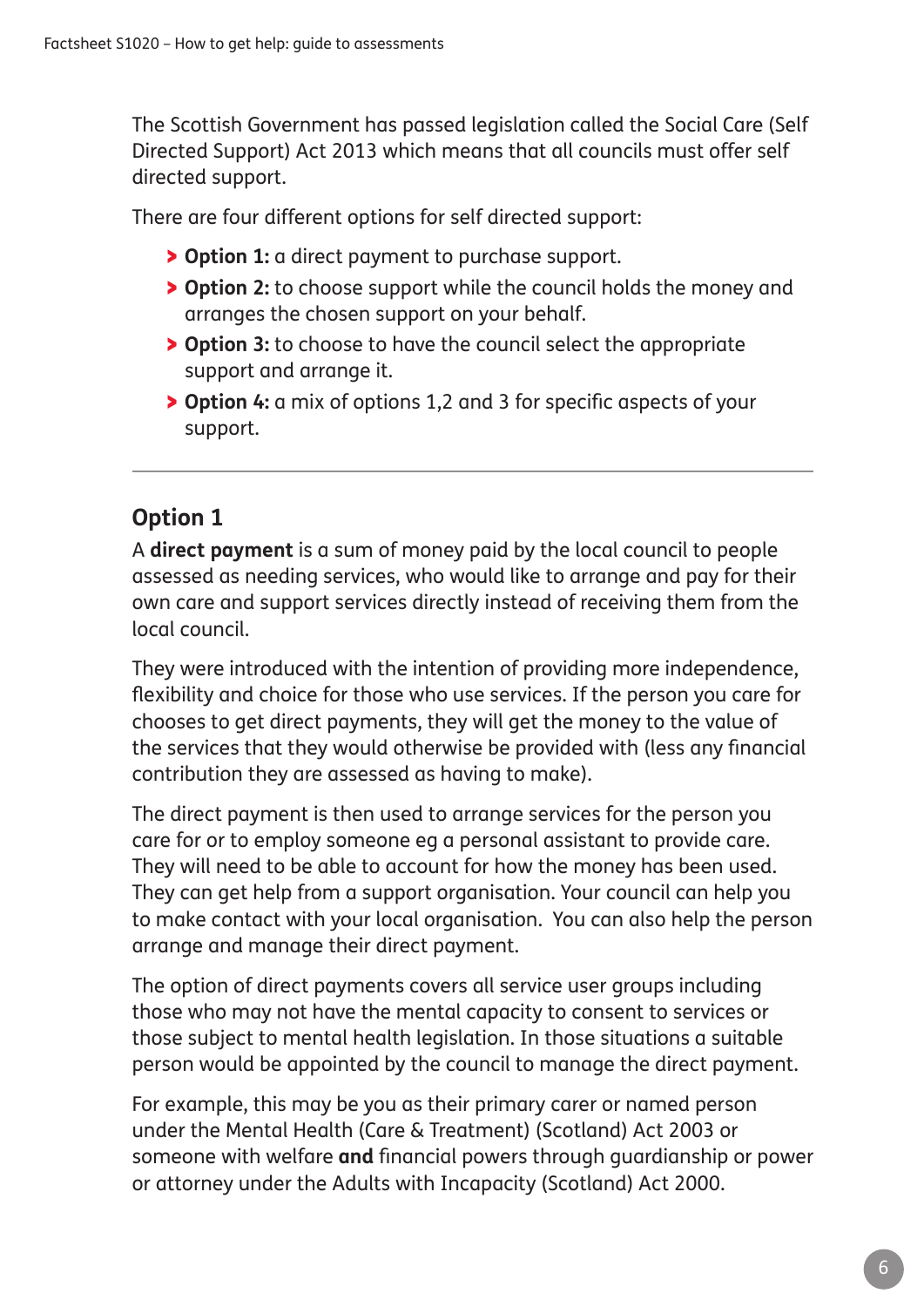The Scottish Government has passed legislation called the Social Care (Self Directed Support) Act 2013 which means that all councils must offer self directed support.

There are four different options for self directed support:

- **Option 1:** a direct payment to purchase support.
- **Option 2:** to choose support while the council holds the money and arranges the chosen support on your behalf.
- **Option 3:** to choose to have the council select the appropriate support and arrange it.
- **Option 4:** a mix of options 1,2 and 3 for specific aspects of your support.

---

## Option 1

A **direct payment** is a sum of money paid by the local council to people assessed as needing services, who would like to arrange and pay for their own care and support services directly instead of receiving them from the local council.

They were introduced with the intention of providing more independence, flexibility and choice for those who use services. If the person you care for chooses to get direct payments, they will get the money to the value of the services that they would otherwise be provided with (less any financial contribution they are assessed as having to make).

The direct payment is then used to arrange services for the person you care for or to employ someone eg a personal assistant to provide care. They will need to be able to account for how the money has been used. They can get help from a support organisation. Your council can help you to make contact with your local organisation. You can also help the person arrange and manage their direct payment.

The option of direct payments covers all service user groups including those who may not have the mental capacity to consent to services or those subject to mental health legislation. In those situations a suitable person would be appointed by the council to manage the direct payment.

For example, this may be you as their primary carer or named person under the Mental Health (Care & Treatment) (Scotland) Act 2003 or someone with welfare **and** financial powers through guardianship or power or attorney under the Adults with Incapacity (Scotland) Act 2000.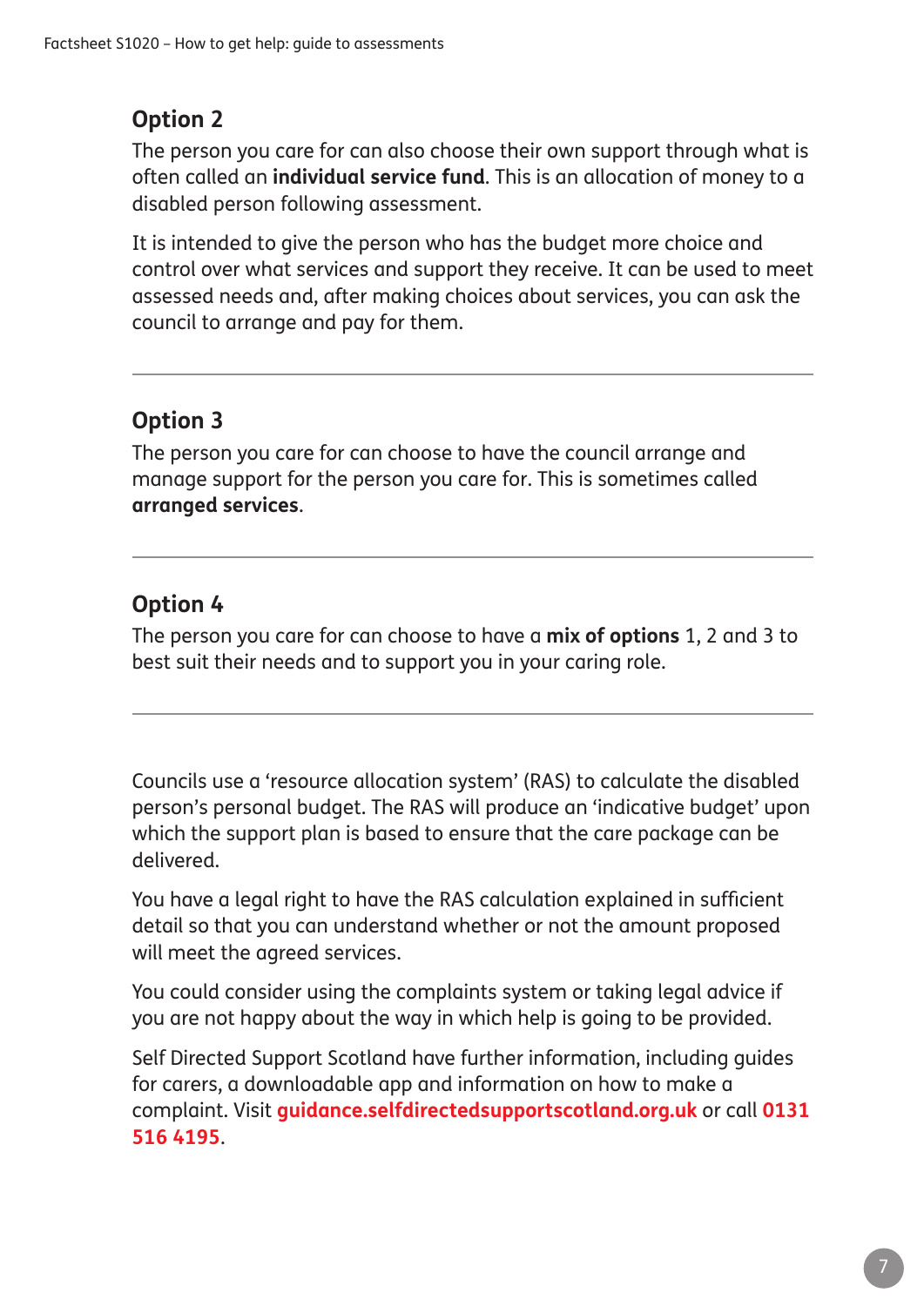## Option 2

The person you care for can also choose their own support through what is often called an **individual service fund**. This is an allocation of money to a disabled person following assessment.

It is intended to give the person who has the budget more choice and control over what services and support they receive. It can be used to meet assessed needs and, after making choices about services, you can ask the council to arrange and pay for them.

---

## Option 3

The person you care for can choose to have the council arrange and manage support for the person you care for. This is sometimes called **arranged services**.

---

## Option 4

The person you care for can choose to have a **mix of options** 1, 2 and 3 to best suit their needs and to support you in your caring role.

---

Councils use a 'resource allocation system' (RAS) to calculate the disabled person's personal budget. The RAS will produce an 'indicative budget' upon which the support plan is based to ensure that the care package can be delivered.

You have a legal right to have the RAS calculation explained in sufficient detail so that you can understand whether or not the amount proposed will meet the agreed services.

You could consider using the complaints system or taking legal advice if you are not happy about the way in which help is going to be provided.

Self Directed Support Scotland have further information, including guides for carers, a downloadable app and information on how to make a complaint. Visit **guidance.selfdirectedsupportscotland.org.uk** or call **0131 516 4195**.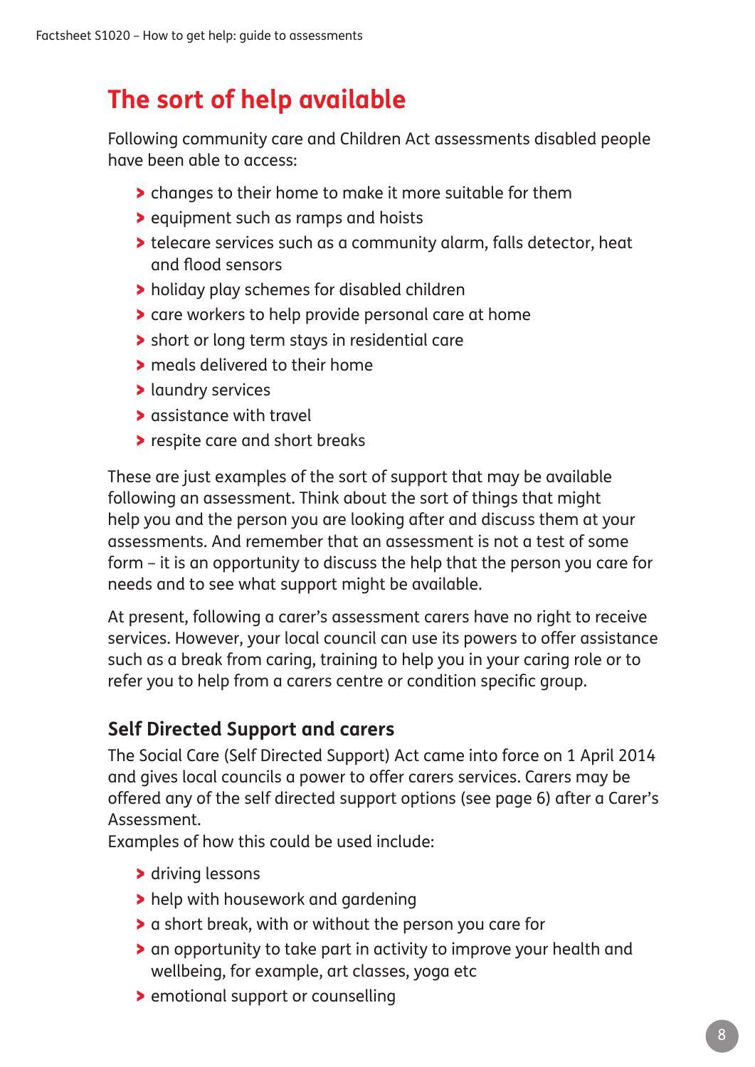## The sort of help available

Following community care and Children Act assessments disabled people have been able to access:

- changes to their home to make it more suitable for them
- equipment such as ramps and hoists
- telecare services such as a community alarm, falls detector, heat and flood sensors
- holiday play schemes for disabled children
- care workers to help provide personal care at home
- short or long term stays in residential care
- meals delivered to their home
- laundry services
- assistance with travel
- respite care and short breaks

These are just examples of the sort of support that may be available following an assessment. Think about the sort of things that might help you and the person you are looking after and discuss them at your assessments. And remember that an assessment is not a test of some form – it is an opportunity to discuss the help that the person you care for needs and to see what support might be available.

At present, following a carer's assessment carers have no right to receive services. However, your local council can use its powers to offer assistance such as a break from caring, training to help you in your caring role or to refer you to help from a carers centre or condition specific group.

### Self Directed Support and carers

The Social Care (Self Directed Support) Act came into force on 1 April 2014 and gives local councils a power to offer carers services. Carers may be offered any of the self directed support options (see page 6) after a Carer's Assessment.

Examples of how this could be used include:

- driving lessons
- help with housework and gardening
- a short break, with or without the person you care for
- an opportunity to take part in activity to improve your health and wellbeing, for example, art classes, yoga etc
- emotional support or counselling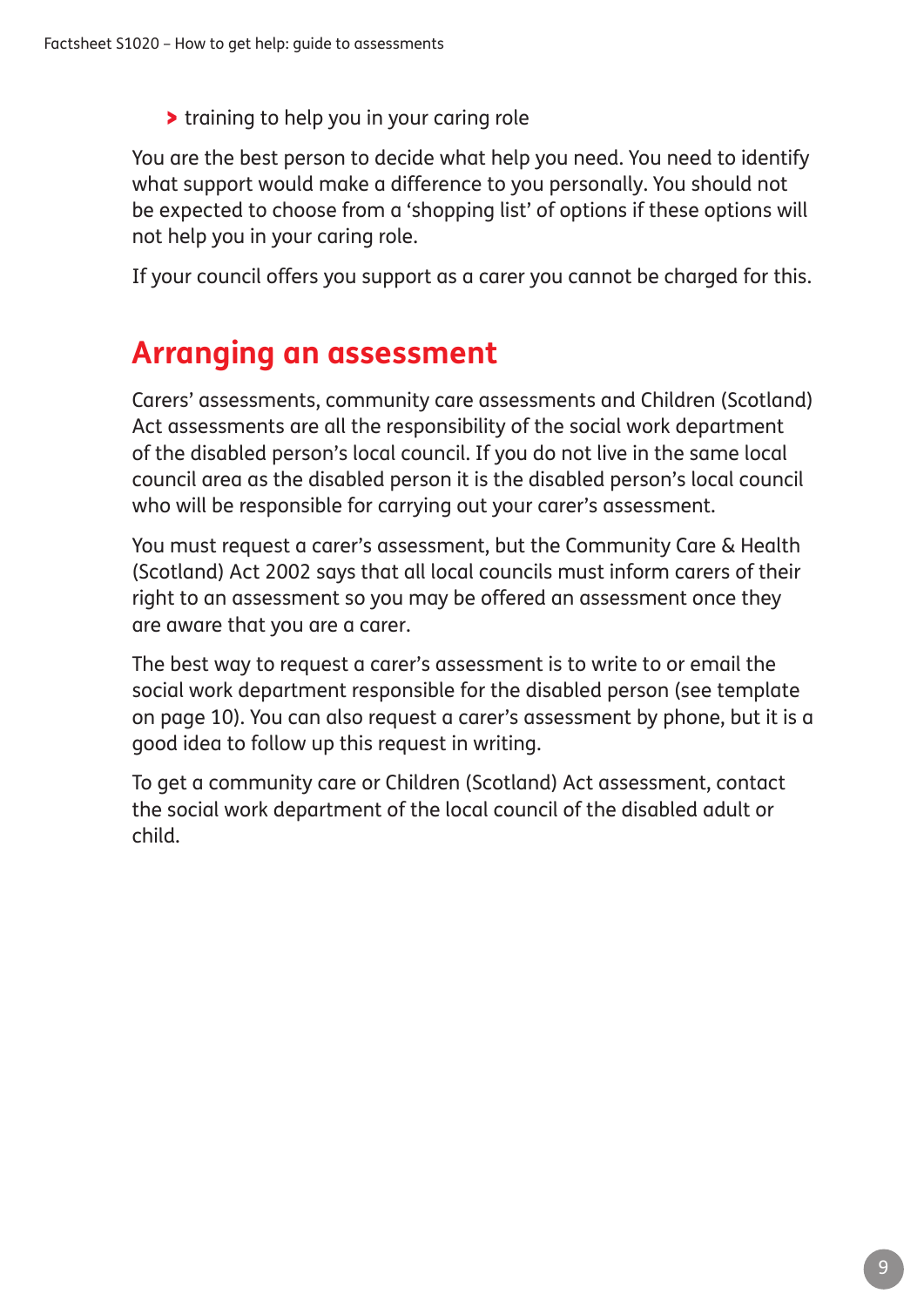- training to help you in your caring role

You are the best person to decide what help you need. You need to identify what support would make a difference to you personally. You should not be expected to choose from a 'shopping list' of options if these options will not help you in your caring role.

If your council offers you support as a carer you cannot be charged for this.

## Arranging an assessment

Carers' assessments, community care assessments and Children (Scotland) Act assessments are all the responsibility of the social work department of the disabled person's local council. If you do not live in the same local council area as the disabled person it is the disabled person's local council who will be responsible for carrying out your carer's assessment.

You must request a carer's assessment, but the Community Care & Health (Scotland) Act 2002 says that all local councils must inform carers of their right to an assessment so you may be offered an assessment once they are aware that you are a carer.

The best way to request a carer's assessment is to write to or email the social work department responsible for the disabled person (see template on page 10). You can also request a carer's assessment by phone, but it is a good idea to follow up this request in writing.

To get a community care or Children (Scotland) Act assessment, contact the social work department of the local council of the disabled adult or child.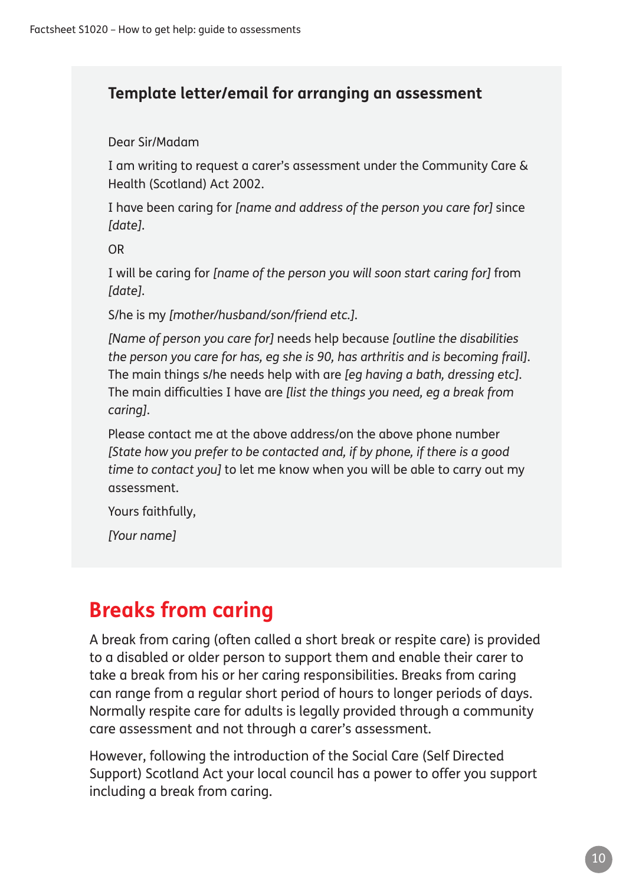### Template letter/email for arranging an assessment

Dear Sir/Madam

I am writing to request a carer's assessment under the Community Care & Health (Scotland) Act 2002.

I have been caring for *[name and address of the person you care for]* since *[date]*.

OR

I will be caring for *[name of the person you will soon start caring for]* from *[date]*.

S/he is my *[mother/husband/son/friend etc.]*.

*[Name of person you care for]* needs help because *[outline the disabilities the person you care for has, eg she is 90, has arthritis and is becoming frail]*. The main things s/he needs help with are *[eg having a bath, dressing etc]*. The main difficulties I have are *[list the things you need, eg a break from caring]*.

Please contact me at the above address/on the above phone number *[State how you prefer to be contacted and, if by phone, if there is a good time to contact you]* to let me know when you will be able to carry out my assessment.

Yours faithfully,

*[Your name]*

## Breaks from caring

A break from caring (often called a short break or respite care) is provided to a disabled or older person to support them and enable their carer to take a break from his or her caring responsibilities. Breaks from caring can range from a regular short period of hours to longer periods of days. Normally respite care for adults is legally provided through a community care assessment and not through a carer's assessment.

However, following the introduction of the Social Care (Self Directed Support) Scotland Act your local council has a power to offer you support including a break from caring.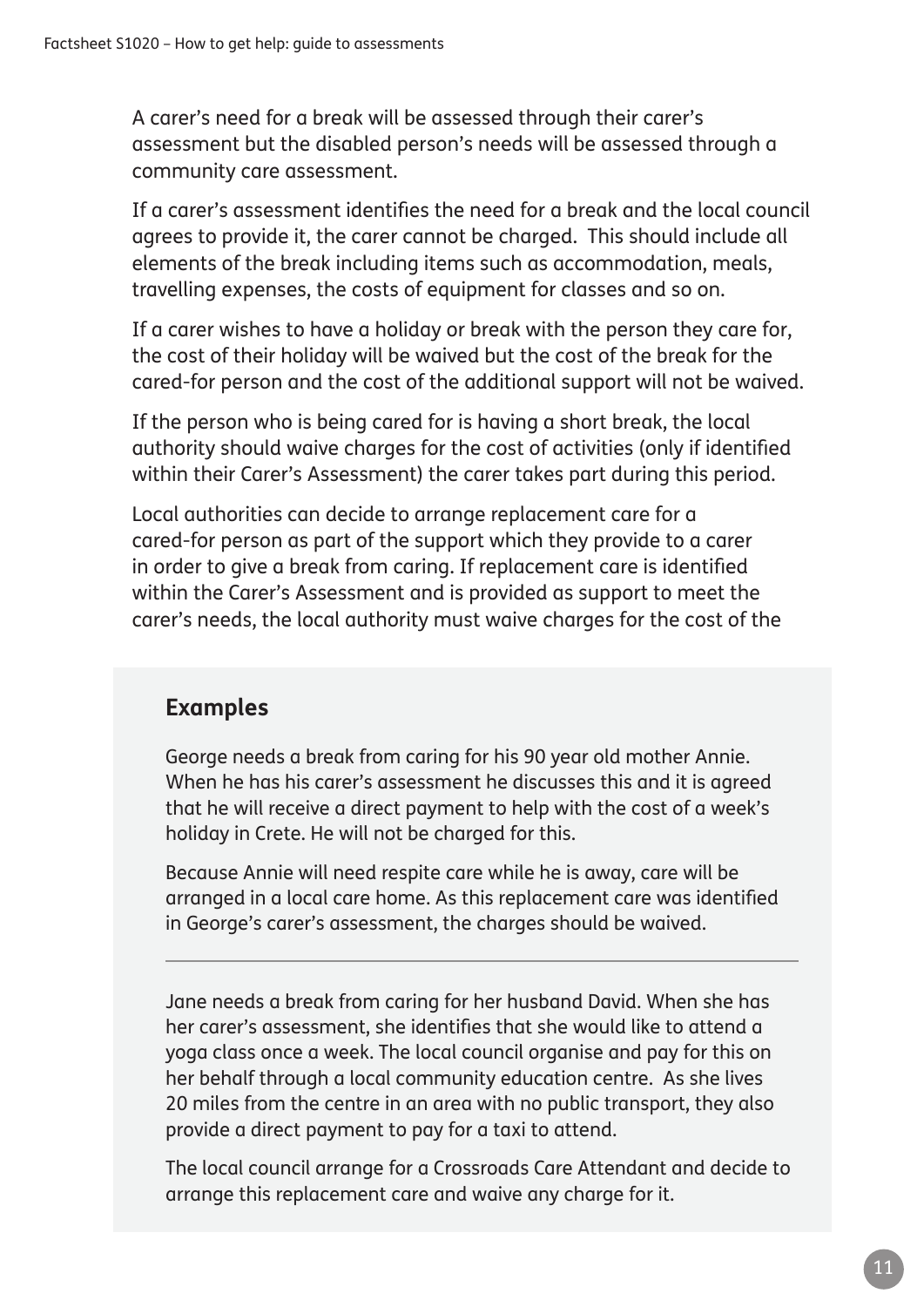A carer's need for a break will be assessed through their carer's assessment but the disabled person's needs will be assessed through a community care assessment.

If a carer's assessment identifies the need for a break and the local council agrees to provide it, the carer cannot be charged. This should include all elements of the break including items such as accommodation, meals, travelling expenses, the costs of equipment for classes and so on.

If a carer wishes to have a holiday or break with the person they care for, the cost of their holiday will be waived but the cost of the break for the cared-for person and the cost of the additional support will not be waived.

If the person who is being cared for is having a short break, the local authority should waive charges for the cost of activities (only if identified within their Carer's Assessment) the carer takes part during this period.

Local authorities can decide to arrange replacement care for a cared-for person as part of the support which they provide to a carer in order to give a break from caring. If replacement care is identified within the Carer's Assessment and is provided as support to meet the carer's needs, the local authority must waive charges for the cost of the

## Examples

George needs a break from caring for his 90 year old mother Annie. When he has his carer's assessment he discusses this and it is agreed that he will receive a direct payment to help with the cost of a week's holiday in Crete. He will not be charged for this.

Because Annie will need respite care while he is away, care will be arranged in a local care home. As this replacement care was identified in George's carer's assessment, the charges should be waived.

---

Jane needs a break from caring for her husband David. When she has her carer's assessment, she identifies that she would like to attend a yoga class once a week. The local council organise and pay for this on her behalf through a local community education centre. As she lives 20 miles from the centre in an area with no public transport, they also provide a direct payment to pay for a taxi to attend.

The local council arrange for a Crossroads Care Attendant and decide to arrange this replacement care and waive any charge for it.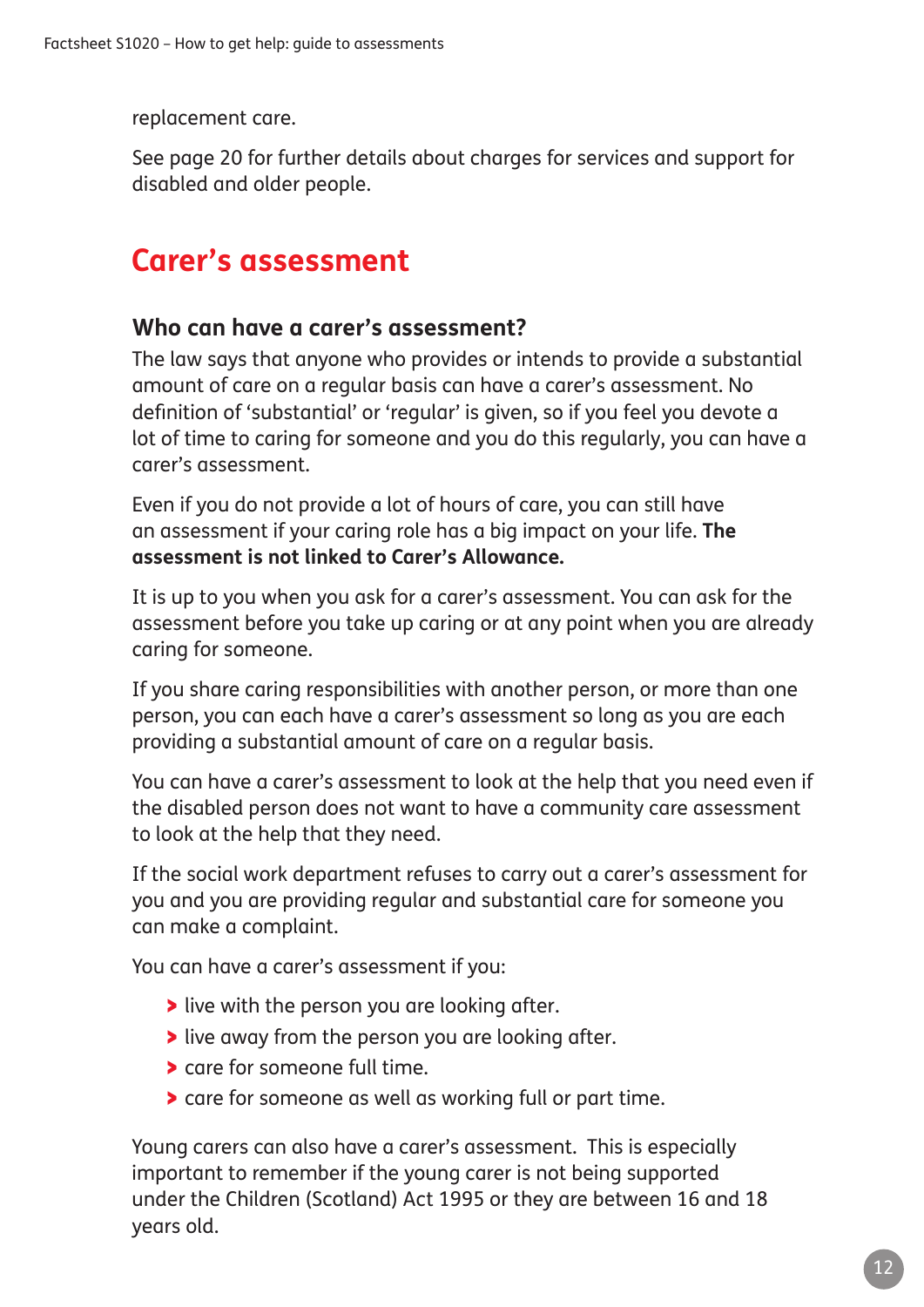replacement care.

See page 20 for further details about charges for services and support for disabled and older people.

## Carer's assessment

### Who can have a carer's assessment?

The law says that anyone who provides or intends to provide a substantial amount of care on a regular basis can have a carer's assessment. No definition of 'substantial' or 'regular' is given, so if you feel you devote a lot of time to caring for someone and you do this regularly, you can have a carer's assessment.

Even if you do not provide a lot of hours of care, you can still have an assessment if your caring role has a big impact on your life. **The assessment is not linked to Carer's Allowance.**

It is up to you when you ask for a carer's assessment. You can ask for the assessment before you take up caring or at any point when you are already caring for someone.

If you share caring responsibilities with another person, or more than one person, you can each have a carer's assessment so long as you are each providing a substantial amount of care on a regular basis.

You can have a carer's assessment to look at the help that you need even if the disabled person does not want to have a community care assessment to look at the help that they need.

If the social work department refuses to carry out a carer's assessment for you and you are providing regular and substantial care for someone you can make a complaint.

You can have a carer's assessment if you:

- live with the person you are looking after.
- live away from the person you are looking after.
- care for someone full time.
- care for someone as well as working full or part time.

Young carers can also have a carer's assessment. This is especially important to remember if the young carer is not being supported under the Children (Scotland) Act 1995 or they are between 16 and 18 years old.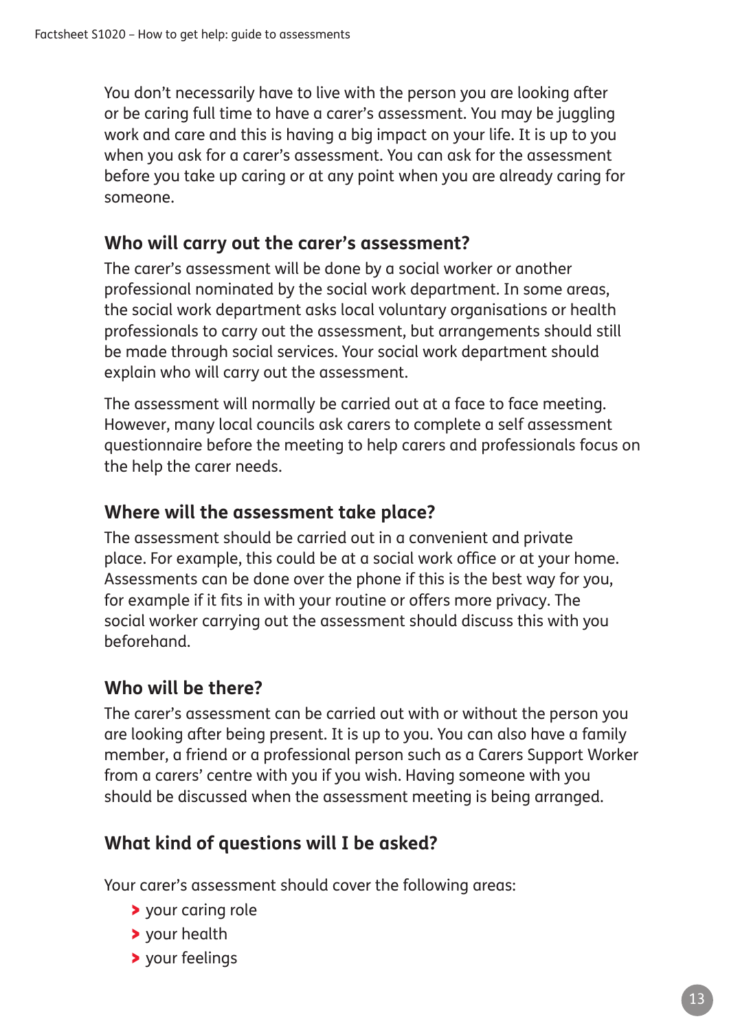You don't necessarily have to live with the person you are looking after or be caring full time to have a carer's assessment. You may be juggling work and care and this is having a big impact on your life. It is up to you when you ask for a carer's assessment. You can ask for the assessment before you take up caring or at any point when you are already caring for someone.

## Who will carry out the carer's assessment?

The carer's assessment will be done by a social worker or another professional nominated by the social work department. In some areas, the social work department asks local voluntary organisations or health professionals to carry out the assessment, but arrangements should still be made through social services. Your social work department should explain who will carry out the assessment.

The assessment will normally be carried out at a face to face meeting. However, many local councils ask carers to complete a self assessment questionnaire before the meeting to help carers and professionals focus on the help the carer needs.

## Where will the assessment take place?

The assessment should be carried out in a convenient and private place. For example, this could be at a social work office or at your home. Assessments can be done over the phone if this is the best way for you, for example if it fits in with your routine or offers more privacy. The social worker carrying out the assessment should discuss this with you beforehand.

## Who will be there?

The carer's assessment can be carried out with or without the person you are looking after being present. It is up to you. You can also have a family member, a friend or a professional person such as a Carers Support Worker from a carers' centre with you if you wish. Having someone with you should be discussed when the assessment meeting is being arranged.

## What kind of questions will I be asked?

Your carer's assessment should cover the following areas:

- your caring role
- your health
- your feelings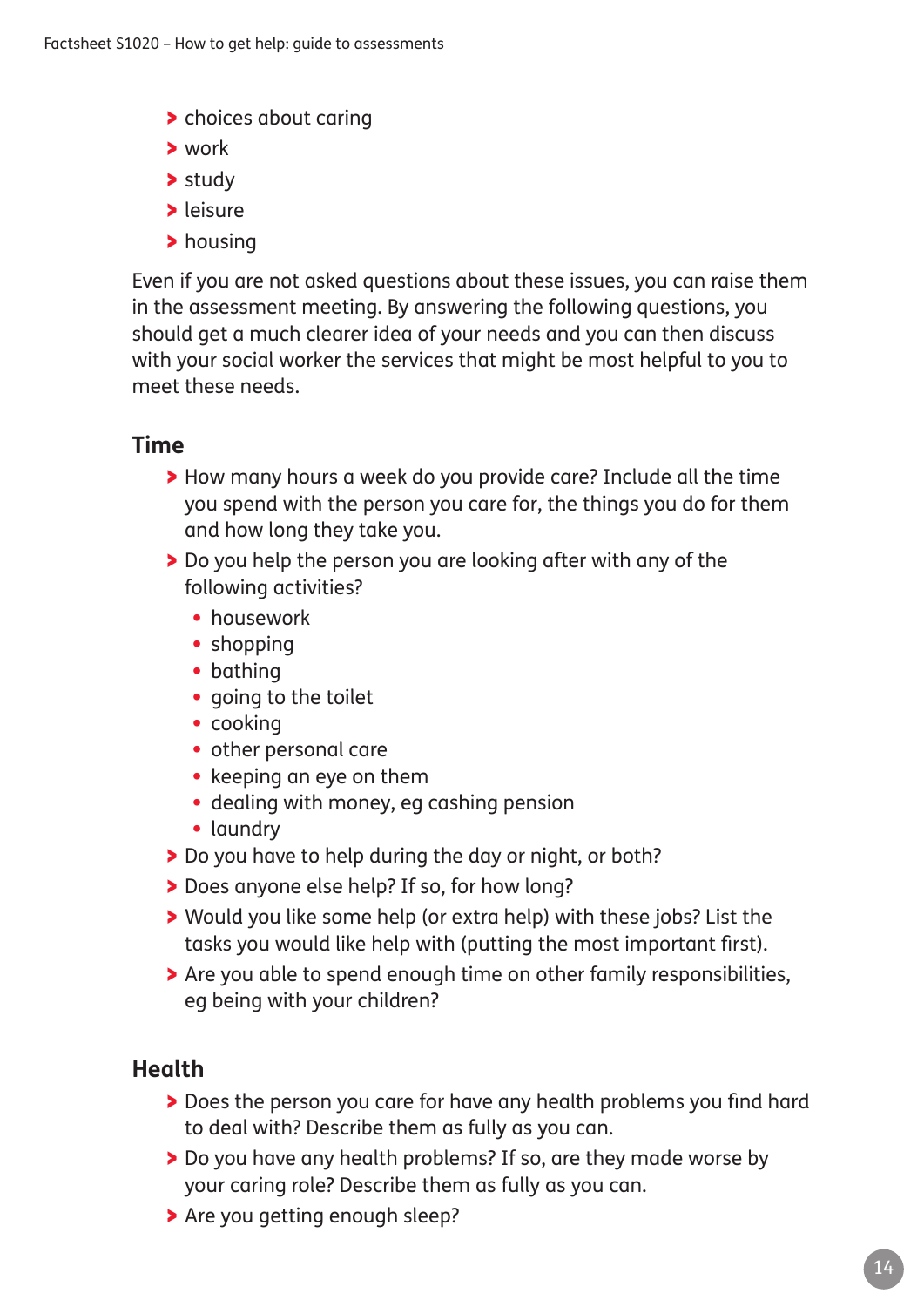- choices about caring
- work
- study
- leisure
- housing

Even if you are not asked questions about these issues, you can raise them in the assessment meeting. By answering the following questions, you should get a much clearer idea of your needs and you can then discuss with your social worker the services that might be most helpful to you to meet these needs.

## Time

- How many hours a week do you provide care? Include all the time you spend with the person you care for, the things you do for them and how long they take you.
- Do you help the person you are looking after with any of the following activities?
  - housework
  - shopping
  - bathing
  - going to the toilet
  - cooking
  - other personal care
  - keeping an eye on them
  - dealing with money, eg cashing pension
  - laundry
- Do you have to help during the day or night, or both?
- Does anyone else help? If so, for how long?
- Would you like some help (or extra help) with these jobs? List the tasks you would like help with (putting the most important first).
- Are you able to spend enough time on other family responsibilities, eg being with your children?

## Health

- Does the person you care for have any health problems you find hard to deal with? Describe them as fully as you can.
- Do you have any health problems? If so, are they made worse by your caring role? Describe them as fully as you can.
- Are you getting enough sleep?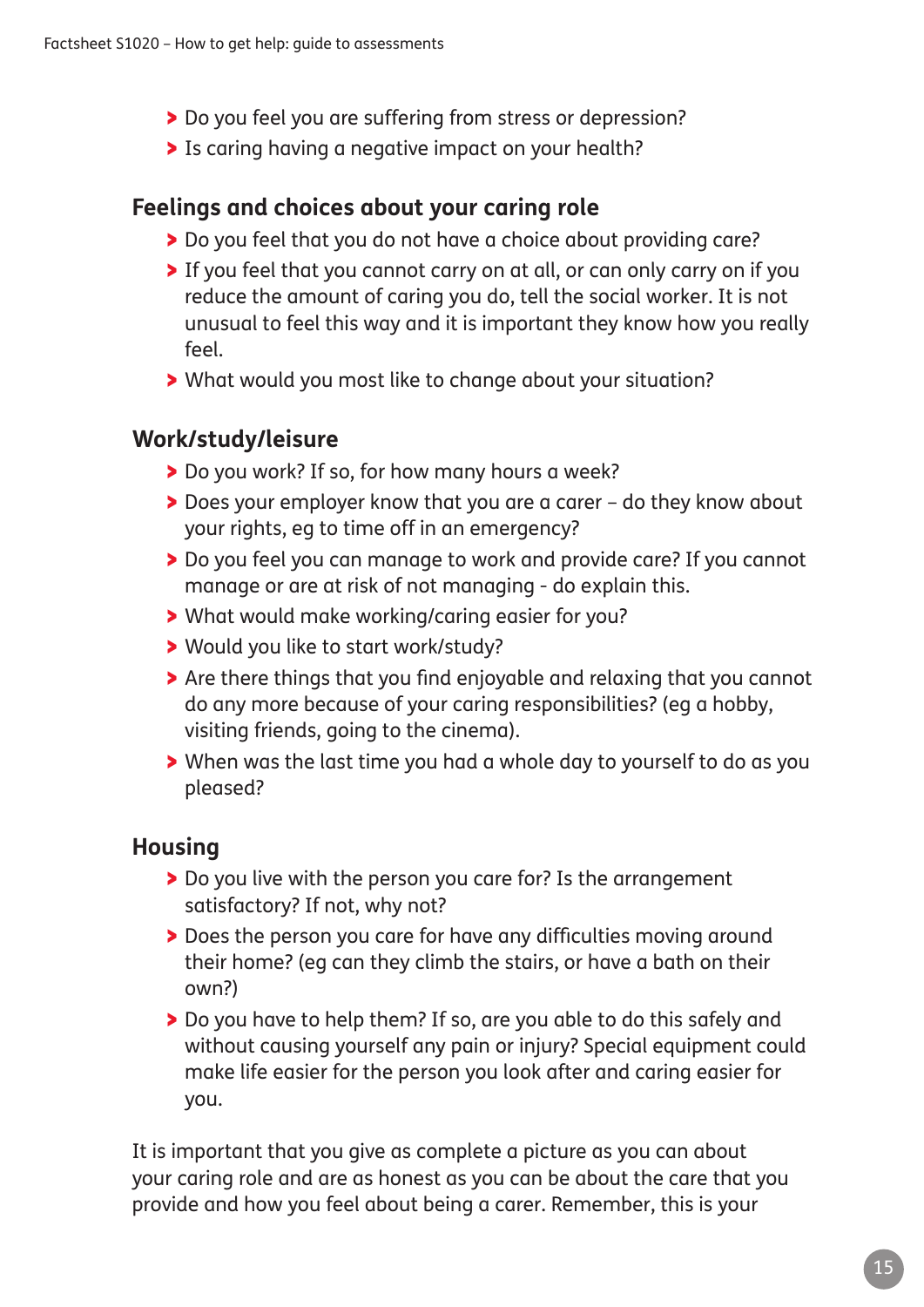- Do you feel you are suffering from stress or depression?
- Is caring having a negative impact on your health?

## Feelings and choices about your caring role

- Do you feel that you do not have a choice about providing care?
- If you feel that you cannot carry on at all, or can only carry on if you reduce the amount of caring you do, tell the social worker. It is not unusual to feel this way and it is important they know how you really feel.
- What would you most like to change about your situation?

## Work/study/leisure

- Do you work? If so, for how many hours a week?
- Does your employer know that you are a carer – do they know about your rights, eg to time off in an emergency?
- Do you feel you can manage to work and provide care? If you cannot manage or are at risk of not managing - do explain this.
- What would make working/caring easier for you?
- Would you like to start work/study?
- Are there things that you find enjoyable and relaxing that you cannot do any more because of your caring responsibilities? (eg a hobby, visiting friends, going to the cinema).
- When was the last time you had a whole day to yourself to do as you pleased?

## Housing

- Do you live with the person you care for? Is the arrangement satisfactory? If not, why not?
- Does the person you care for have any difficulties moving around their home? (eg can they climb the stairs, or have a bath on their own?)
- Do you have to help them? If so, are you able to do this safely and without causing yourself any pain or injury? Special equipment could make life easier for the person you look after and caring easier for you.

It is important that you give as complete a picture as you can about your caring role and are as honest as you can be about the care that you provide and how you feel about being a carer. Remember, this is your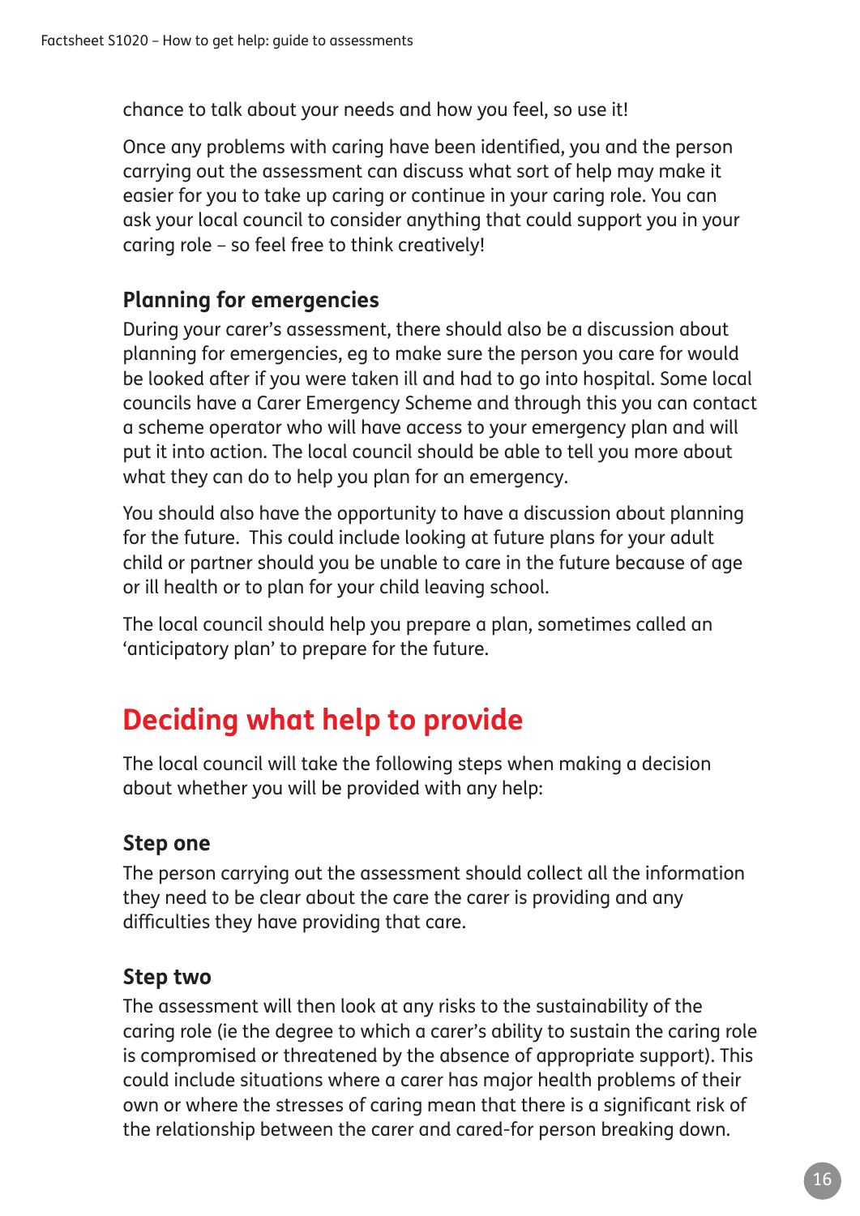chance to talk about your needs and how you feel, so use it!

Once any problems with caring have been identified, you and the person carrying out the assessment can discuss what sort of help may make it easier for you to take up caring or continue in your caring role. You can ask your local council to consider anything that could support you in your caring role – so feel free to think creatively!

### Planning for emergencies

During your carer's assessment, there should also be a discussion about planning for emergencies, eg to make sure the person you care for would be looked after if you were taken ill and had to go into hospital. Some local councils have a Carer Emergency Scheme and through this you can contact a scheme operator who will have access to your emergency plan and will put it into action. The local council should be able to tell you more about what they can do to help you plan for an emergency.

You should also have the opportunity to have a discussion about planning for the future. This could include looking at future plans for your adult child or partner should you be unable to care in the future because of age or ill health or to plan for your child leaving school.

The local council should help you prepare a plan, sometimes called an 'anticipatory plan' to prepare for the future.

## Deciding what help to provide

The local council will take the following steps when making a decision about whether you will be provided with any help:

### Step one

The person carrying out the assessment should collect all the information they need to be clear about the care the carer is providing and any difficulties they have providing that care.

### Step two

The assessment will then look at any risks to the sustainability of the caring role (ie the degree to which a carer's ability to sustain the caring role is compromised or threatened by the absence of appropriate support). This could include situations where a carer has major health problems of their own or where the stresses of caring mean that there is a significant risk of the relationship between the carer and cared-for person breaking down.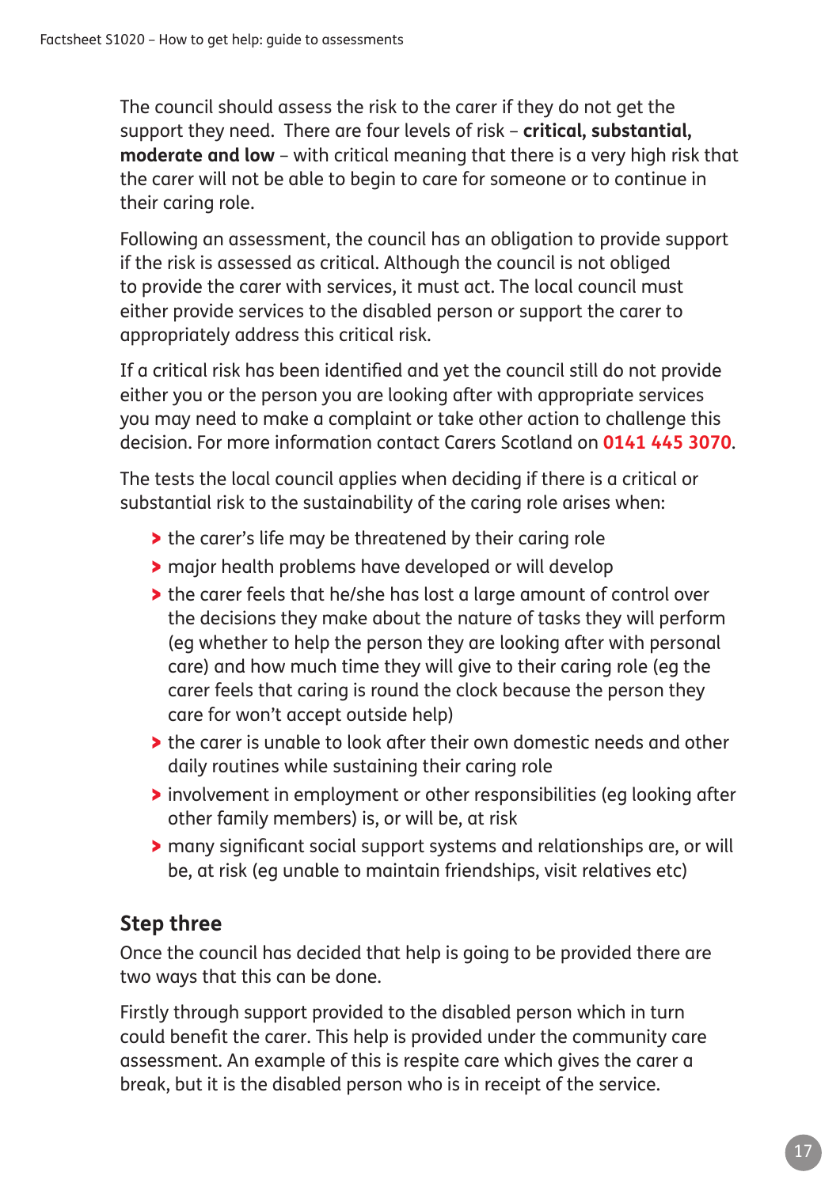The council should assess the risk to the carer if they do not get the support they need.  There are four levels of risk – **critical, substantial, moderate and low** – with critical meaning that there is a very high risk that the carer will not be able to begin to care for someone or to continue in their caring role.

Following an assessment, the council has an obligation to provide support if the risk is assessed as critical. Although the council is not obliged to provide the carer with services, it must act. The local council must either provide services to the disabled person or support the carer to appropriately address this critical risk.

If a critical risk has been identified and yet the council still do not provide either you or the person you are looking after with appropriate services you may need to make a complaint or take other action to challenge this decision. For more information contact Carers Scotland on **0141 445 3070**.

The tests the local council applies when deciding if there is a critical or substantial risk to the sustainability of the caring role arises when:

- the carer's life may be threatened by their caring role
- major health problems have developed or will develop
- the carer feels that he/she has lost a large amount of control over the decisions they make about the nature of tasks they will perform (eg whether to help the person they are looking after with personal care) and how much time they will give to their caring role (eg the carer feels that caring is round the clock because the person they care for won't accept outside help)
- the carer is unable to look after their own domestic needs and other daily routines while sustaining their caring role
- involvement in employment or other responsibilities (eg looking after other family members) is, or will be, at risk
- many significant social support systems and relationships are, or will be, at risk (eg unable to maintain friendships, visit relatives etc)

## Step three

Once the council has decided that help is going to be provided there are two ways that this can be done.

Firstly through support provided to the disabled person which in turn could benefit the carer. This help is provided under the community care assessment. An example of this is respite care which gives the carer a break, but it is the disabled person who is in receipt of the service.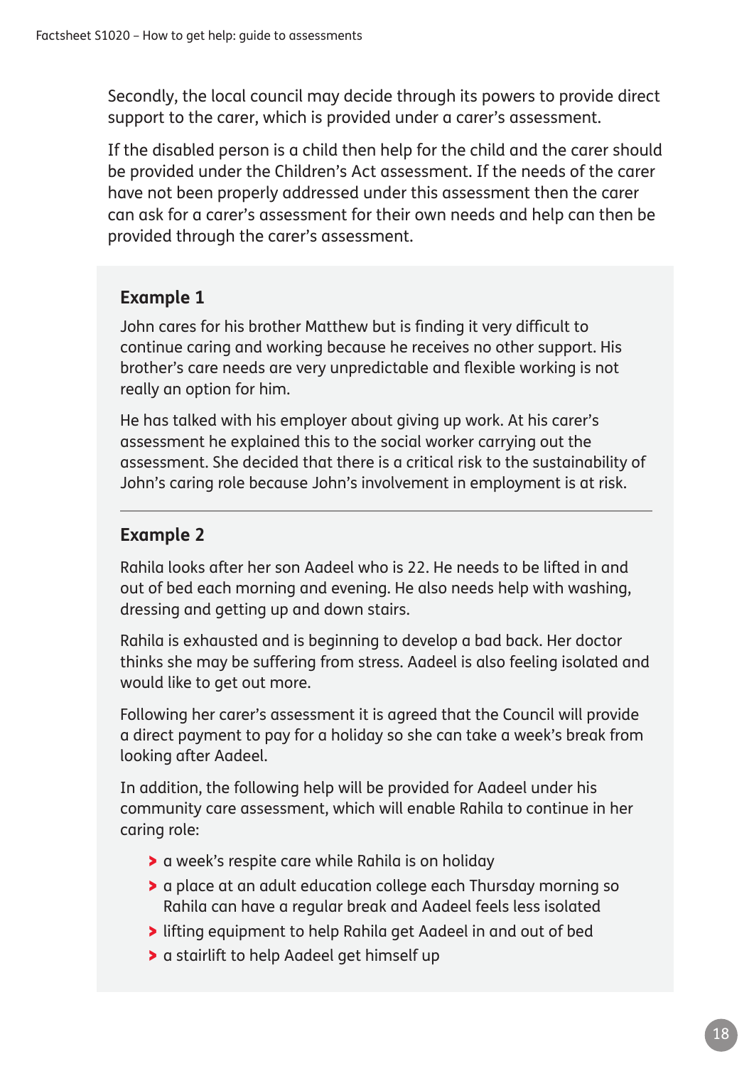Secondly, the local council may decide through its powers to provide direct support to the carer, which is provided under a carer's assessment.

If the disabled person is a child then help for the child and the carer should be provided under the Children's Act assessment. If the needs of the carer have not been properly addressed under this assessment then the carer can ask for a carer's assessment for their own needs and help can then be provided through the carer's assessment.

### Example 1

John cares for his brother Matthew but is finding it very difficult to continue caring and working because he receives no other support. His brother's care needs are very unpredictable and flexible working is not really an option for him.

He has talked with his employer about giving up work. At his carer's assessment he explained this to the social worker carrying out the assessment. She decided that there is a critical risk to the sustainability of John's caring role because John's involvement in employment is at risk.

---

### Example 2

Rahila looks after her son Aadeel who is 22. He needs to be lifted in and out of bed each morning and evening. He also needs help with washing, dressing and getting up and down stairs.

Rahila is exhausted and is beginning to develop a bad back. Her doctor thinks she may be suffering from stress. Aadeel is also feeling isolated and would like to get out more.

Following her carer's assessment it is agreed that the Council will provide a direct payment to pay for a holiday so she can take a week's break from looking after Aadeel.

In addition, the following help will be provided for Aadeel under his community care assessment, which will enable Rahila to continue in her caring role:

- a week's respite care while Rahila is on holiday
- a place at an adult education college each Thursday morning so Rahila can have a regular break and Aadeel feels less isolated
- lifting equipment to help Rahila get Aadeel in and out of bed
- a stairlift to help Aadeel get himself up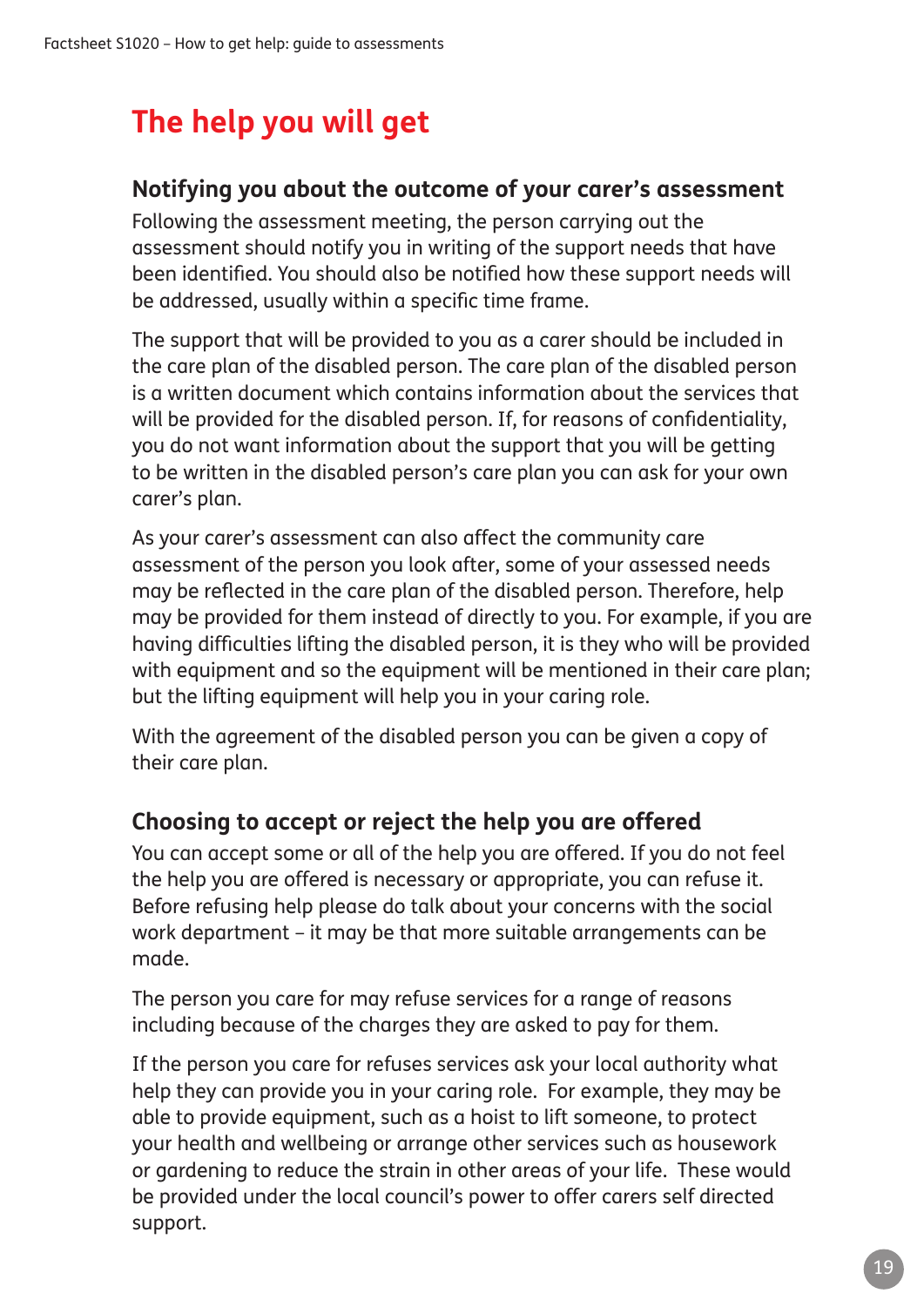# The help you will get

## Notifying you about the outcome of your carer's assessment

Following the assessment meeting, the person carrying out the assessment should notify you in writing of the support needs that have been identified. You should also be notified how these support needs will be addressed, usually within a specific time frame.

The support that will be provided to you as a carer should be included in the care plan of the disabled person. The care plan of the disabled person is a written document which contains information about the services that will be provided for the disabled person. If, for reasons of confidentiality, you do not want information about the support that you will be getting to be written in the disabled person's care plan you can ask for your own carer's plan.

As your carer's assessment can also affect the community care assessment of the person you look after, some of your assessed needs may be reflected in the care plan of the disabled person. Therefore, help may be provided for them instead of directly to you. For example, if you are having difficulties lifting the disabled person, it is they who will be provided with equipment and so the equipment will be mentioned in their care plan; but the lifting equipment will help you in your caring role.

With the agreement of the disabled person you can be given a copy of their care plan.

## Choosing to accept or reject the help you are offered

You can accept some or all of the help you are offered. If you do not feel the help you are offered is necessary or appropriate, you can refuse it. Before refusing help please do talk about your concerns with the social work department – it may be that more suitable arrangements can be made.

The person you care for may refuse services for a range of reasons including because of the charges they are asked to pay for them.

If the person you care for refuses services ask your local authority what help they can provide you in your caring role. For example, they may be able to provide equipment, such as a hoist to lift someone, to protect your health and wellbeing or arrange other services such as housework or gardening to reduce the strain in other areas of your life. These would be provided under the local council's power to offer carers self directed support.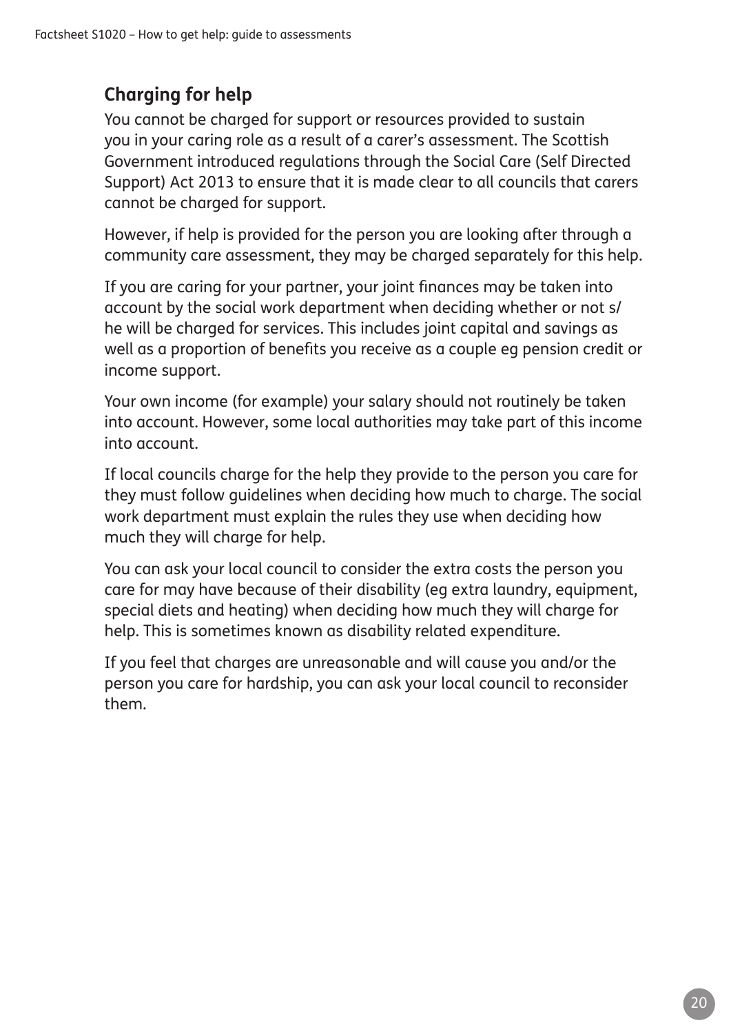## Charging for help

You cannot be charged for support or resources provided to sustain you in your caring role as a result of a carer's assessment. The Scottish Government introduced regulations through the Social Care (Self Directed Support) Act 2013 to ensure that it is made clear to all councils that carers cannot be charged for support.

However, if help is provided for the person you are looking after through a community care assessment, they may be charged separately for this help.

If you are caring for your partner, your joint finances may be taken into account by the social work department when deciding whether or not s/he will be charged for services. This includes joint capital and savings as well as a proportion of benefits you receive as a couple eg pension credit or income support.

Your own income (for example) your salary should not routinely be taken into account. However, some local authorities may take part of this income into account.

If local councils charge for the help they provide to the person you care for they must follow guidelines when deciding how much to charge. The social work department must explain the rules they use when deciding how much they will charge for help.

You can ask your local council to consider the extra costs the person you care for may have because of their disability (eg extra laundry, equipment, special diets and heating) when deciding how much they will charge for help. This is sometimes known as disability related expenditure.

If you feel that charges are unreasonable and will cause you and/or the person you care for hardship, you can ask your local council to reconsider them.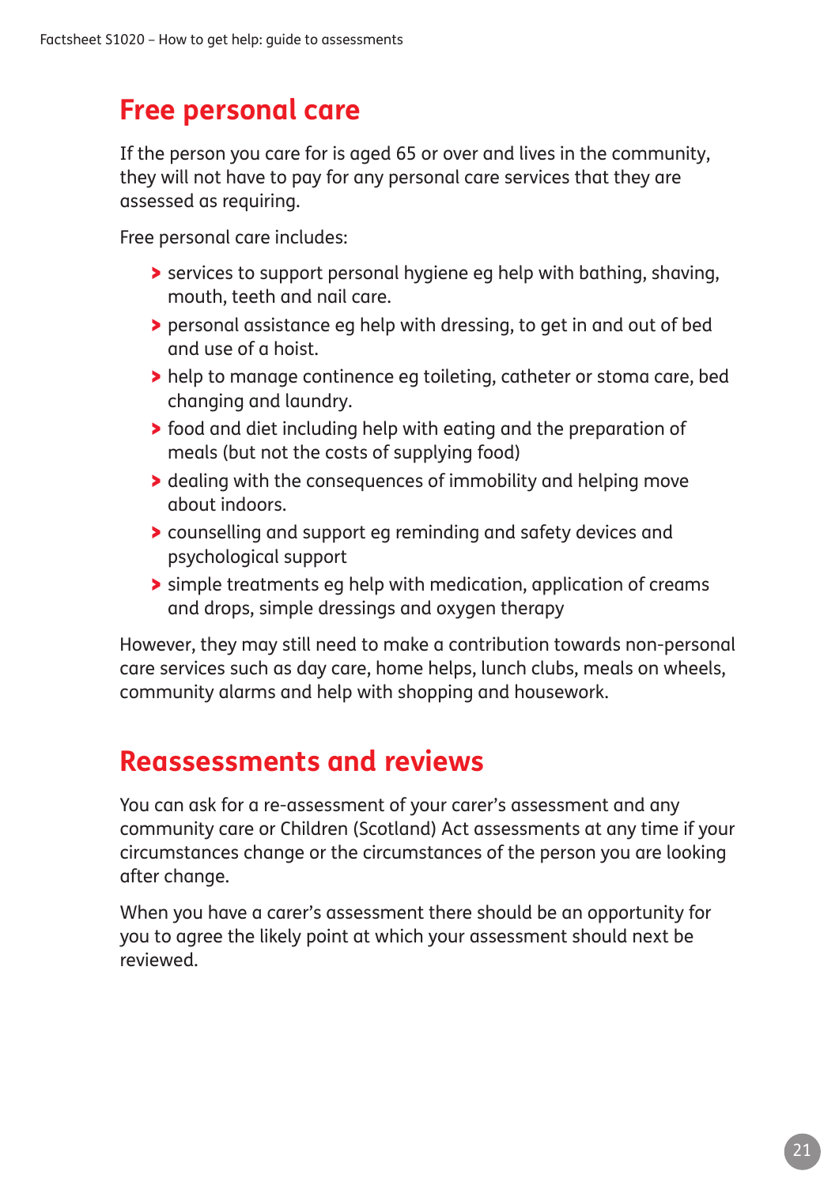## Free personal care

If the person you care for is aged 65 or over and lives in the community, they will not have to pay for any personal care services that they are assessed as requiring.

Free personal care includes:

- services to support personal hygiene eg help with bathing, shaving, mouth, teeth and nail care.
- personal assistance eg help with dressing, to get in and out of bed and use of a hoist.
- help to manage continence eg toileting, catheter or stoma care, bed changing and laundry.
- food and diet including help with eating and the preparation of meals (but not the costs of supplying food)
- dealing with the consequences of immobility and helping move about indoors.
- counselling and support eg reminding and safety devices and psychological support
- simple treatments eg help with medication, application of creams and drops, simple dressings and oxygen therapy

However, they may still need to make a contribution towards non-personal care services such as day care, home helps, lunch clubs, meals on wheels, community alarms and help with shopping and housework.

## Reassessments and reviews

You can ask for a re-assessment of your carer's assessment and any community care or Children (Scotland) Act assessments at any time if your circumstances change or the circumstances of the person you are looking after change.

When you have a carer's assessment there should be an opportunity for you to agree the likely point at which your assessment should next be reviewed.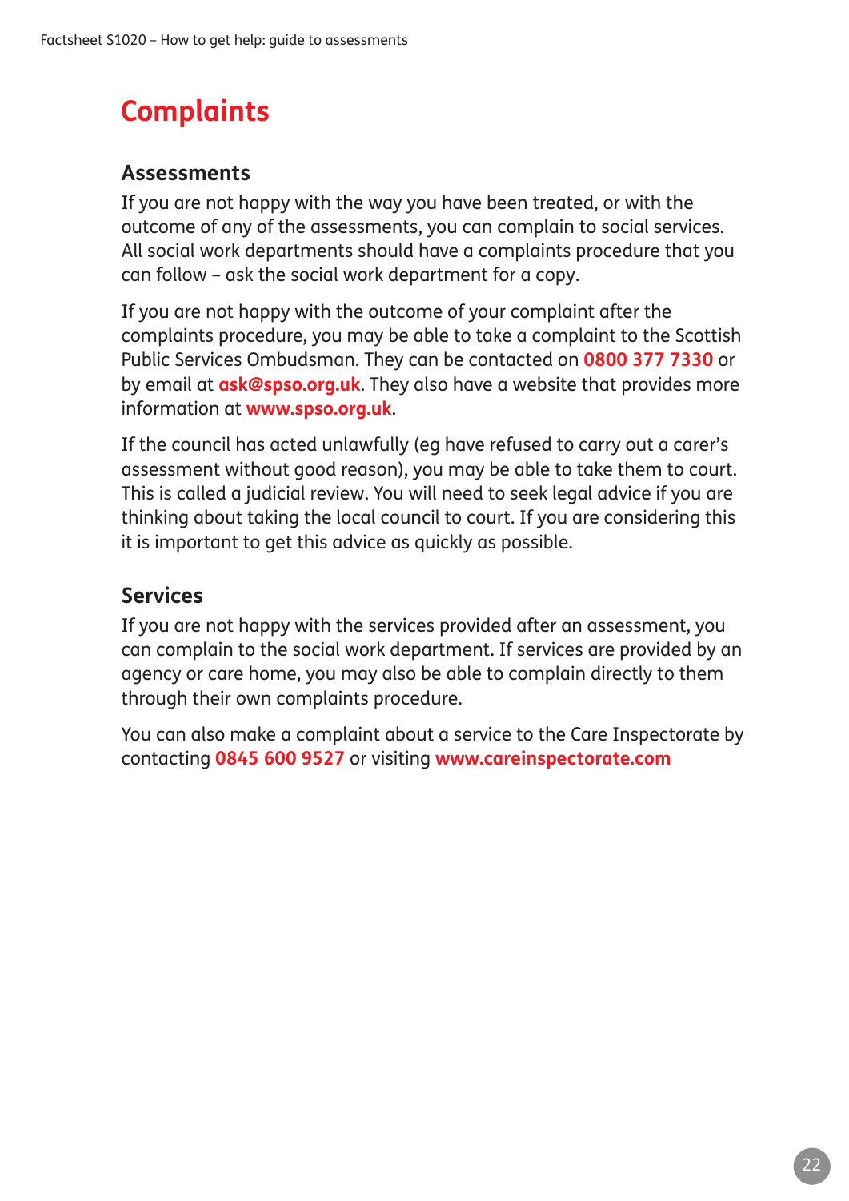# Complaints

## Assessments

If you are not happy with the way you have been treated, or with the outcome of any of the assessments, you can complain to social services. All social work departments should have a complaints procedure that you can follow – ask the social work department for a copy.

If you are not happy with the outcome of your complaint after the complaints procedure, you may be able to take a complaint to the Scottish Public Services Ombudsman. They can be contacted on **0800 377 7330** or by email at **ask@spso.org.uk**. They also have a website that provides more information at **www.spso.org.uk**.

If the council has acted unlawfully (eg have refused to carry out a carer's assessment without good reason), you may be able to take them to court. This is called a judicial review. You will need to seek legal advice if you are thinking about taking the local council to court. If you are considering this it is important to get this advice as quickly as possible.

## Services

If you are not happy with the services provided after an assessment, you can complain to the social work department. If services are provided by an agency or care home, you may also be able to complain directly to them through their own complaints procedure.

You can also make a complaint about a service to the Care Inspectorate by contacting **0845 600 9527** or visiting **www.careinspectorate.com**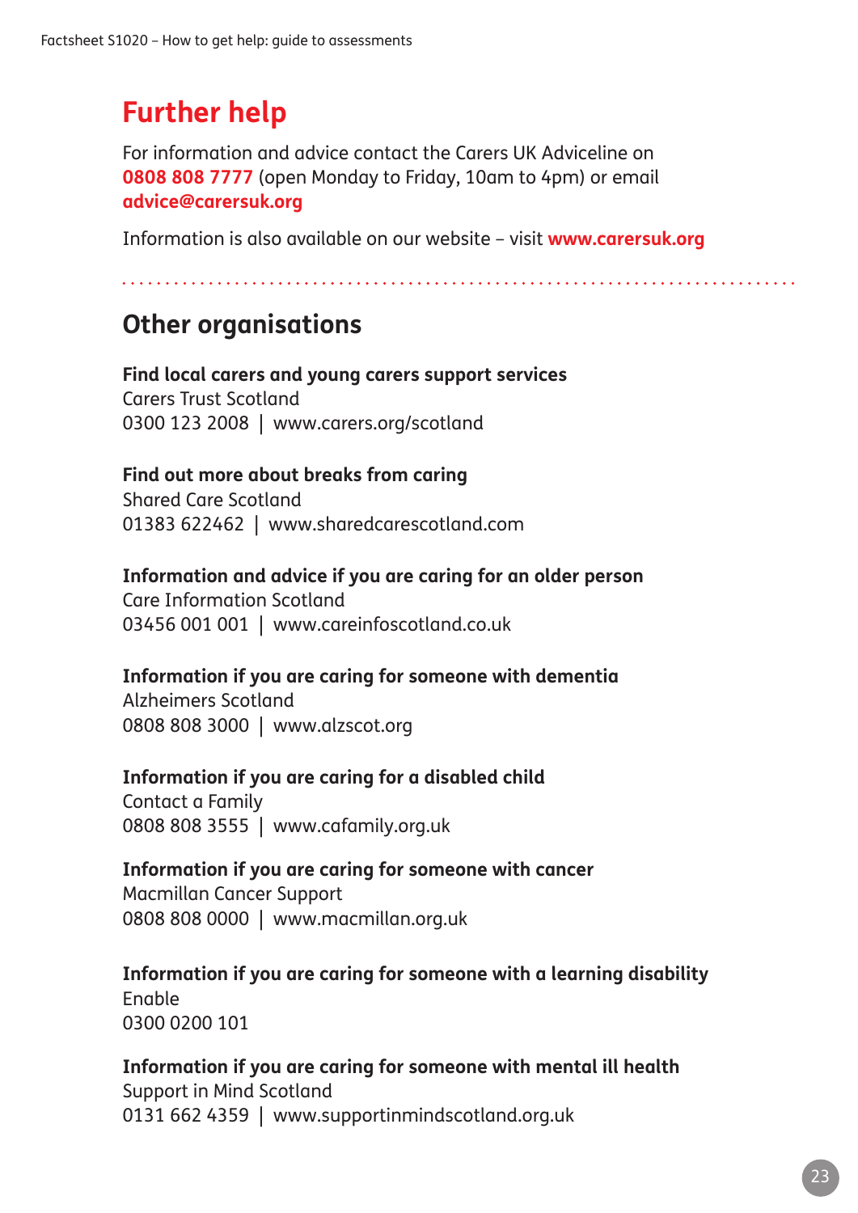## Further help

For information and advice contact the Carers UK Adviceline on **0808 808 7777** (open Monday to Friday, 10am to 4pm) or email **advice@carersuk.org**

Information is also available on our website – visit **www.carersuk.org**

## Other organisations

**Find local carers and young carers support services**
Carers Trust Scotland
0300 123 2008 | www.carers.org/scotland

**Find out more about breaks from caring**
Shared Care Scotland
01383 622462 | www.sharedcarescotland.com

**Information and advice if you are caring for an older person**
Care Information Scotland
03456 001 001 | www.careinfoscotland.co.uk

**Information if you are caring for someone with dementia**
Alzheimers Scotland
0808 808 3000 | www.alzscot.org

**Information if you are caring for a disabled child**
Contact a Family
0808 808 3555 | www.cafamily.org.uk

**Information if you are caring for someone with cancer**
Macmillan Cancer Support
0808 808 0000 | www.macmillan.org.uk

**Information if you are caring for someone with a learning disability**
Enable
0300 0200 101

**Information if you are caring for someone with mental ill health**
Support in Mind Scotland
0131 662 4359 | www.supportinmindscotland.org.uk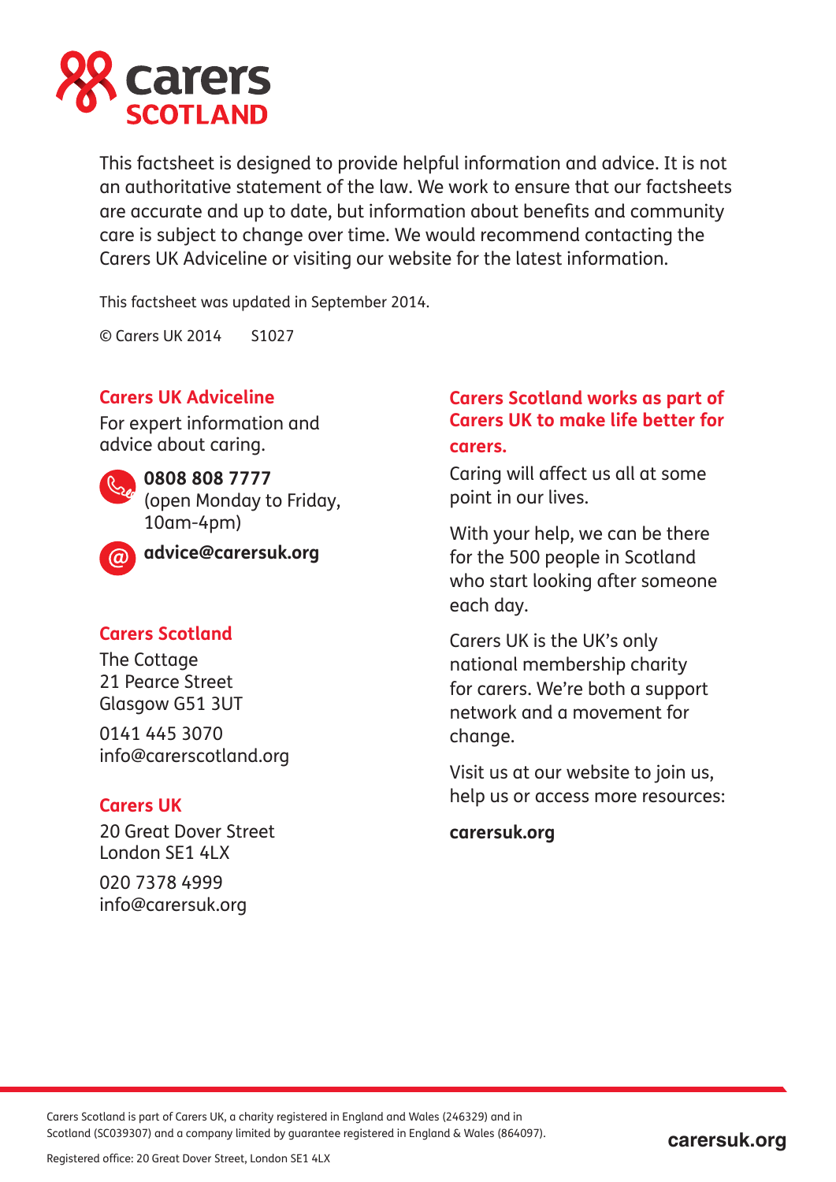# carers SCOTLAND

This factsheet is designed to provide helpful information and advice. It is not an authoritative statement of the law. We work to ensure that our factsheets are accurate and up to date, but information about benefits and community care is subject to change over time. We would recommend contacting the Carers UK Adviceline or visiting our website for the latest information.

This factsheet was updated in September 2014.

© Carers UK 2014  S1027

## Carers UK Adviceline

For expert information and advice about caring.

**0808 808 7777**
(open Monday to Friday, 10am-4pm)

**advice@carersuk.org**

## Carers Scotland

The Cottage
21 Pearce Street
Glasgow G51 3UT

0141 445 3070
info@carerscotland.org

## Carers UK

20 Great Dover Street
London SE1 4LX

020 7378 4999
info@carersuk.org

## Carers Scotland works as part of Carers UK to make life better for carers.

Caring will affect us all at some point in our lives.

With your help, we can be there for the 500 people in Scotland who start looking after someone each day.

Carers UK is the UK's only national membership charity for carers. We're both a support network and a movement for change.

Visit us at our website to join us, help us or access more resources:

**carersuk.org**

Carers Scotland is part of Carers UK, a charity registered in England and Wales (246329) and in Scotland (SC039307) and a company limited by guarantee registered in England & Wales (864097).

Registered office: 20 Great Dover Street, London SE1 4LX

**carersuk.org**